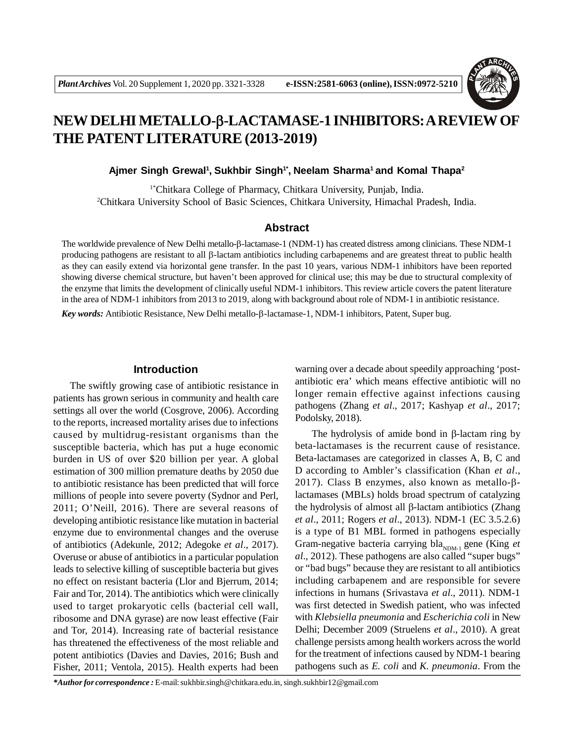# NEW DELHI METALLO-β-LACTAMASE-1 INHIBITORS: A REVIEW OF THE PATENT LITERATURE (2013-2019)

**Ajmer Singh Grewal[1], Sukhbir Singh[1*], Neelam Sharma[1] and Komal Thapa[2]**

[1*]Chitkara College of Pharmacy, Chitkara University, Punjab, India.
[2]Chitkara University School of Basic Sciences, Chitkara University, Himachal Pradesh, India.

## Abstract

The worldwide prevalence of New Delhi metallo-β-lactamase-1 (NDM-1) has created distress among clinicians. These NDM-1 producing pathogens are resistant to all β-lactam antibiotics including carbapenems and are greatest threat to public health as they can easily extend via horizontal gene transfer. In the past 10 years, various NDM-1 inhibitors have been reported showing diverse chemical structure, but haven't been approved for clinical use; this may be due to structural complexity of the enzyme that limits the development of clinically useful NDM-1 inhibitors. This review article covers the patent literature in the area of NDM-1 inhibitors from 2013 to 2019, along with background about role of NDM-1 in antibiotic resistance.

***Key words:*** Antibiotic Resistance, New Delhi metallo-β-lactamase-1, NDM-1 inhibitors, Patent, Super bug.

## Introduction

The swiftly growing case of antibiotic resistance in patients has grown serious in community and health care settings all over the world (Cosgrove, 2006). According to the reports, increased mortality arises due to infections caused by multidrug-resistant organisms than the susceptible bacteria, which has put a huge economic burden in US of over $20 billion per year. A global estimation of 300 million premature deaths by 2050 due to antibiotic resistance has been predicted that will force millions of people into severe poverty (Sydnor and Perl, 2011; O'Neill, 2016). There are several reasons of developing antibiotic resistance like mutation in bacterial enzyme due to environmental changes and the overuse of antibiotics (Adekunle, 2012; Adegoke *et al*., 2017). Overuse or abuse of antibiotics in a particular population leads to selective killing of susceptible bacteria but gives no effect on resistant bacteria (Llor and Bjerrum, 2014; Fair and Tor, 2014). The antibiotics which were clinically used to target prokaryotic cells (bacterial cell wall, ribosome and DNA gyrase) are now least effective (Fair and Tor, 2014). Increasing rate of bacterial resistance has threatened the effectiveness of the most reliable and potent antibiotics (Davies and Davies, 2016; Bush and Fisher, 2011; Ventola, 2015). Health experts had been warning over a decade about speedily approaching 'post-antibiotic era' which means effective antibiotic will no longer remain effective against infections causing pathogens (Zhang *et al*., 2017; Kashyap *et al*., 2017; Podolsky, 2018).

The hydrolysis of amide bond in β-lactam ring by beta-lactamases is the recurrent cause of resistance. Beta-lactamases are categorized in classes A, B, C and D according to Ambler's classification (Khan *et al*., 2017). Class B enzymes, also known as metallo-β-lactamases (MBLs) holds broad spectrum of catalyzing the hydrolysis of almost all β-lactam antibiotics (Zhang *et al*., 2011; Rogers *et al*., 2013). NDM-1 (EC 3.5.2.6) is a type of B1 MBL formed in pathogens especially Gram-negative bacteria carrying $bla_{NDM-1}$ gene (King *et al*., 2012). These pathogens are also called "super bugs" or "bad bugs" because they are resistant to all antibiotics including carbapenem and are responsible for severe infections in humans (Srivastava *et al*., 2011). NDM-1 was first detected in Swedish patient, who was infected with *Klebsiella pneumonia* and *Escherichia coli* in New Delhi; December 2009 (Struelens *et al*., 2010). A great challenge persists among health workers across the world for the treatment of infections caused by NDM-1 bearing pathogens such as *E. coli* and *K. pneumonia*. From the

***Author for correspondence :** E-mail: sukhbir.singh@chitkara.edu.in, singh.sukhbir12@gmail.com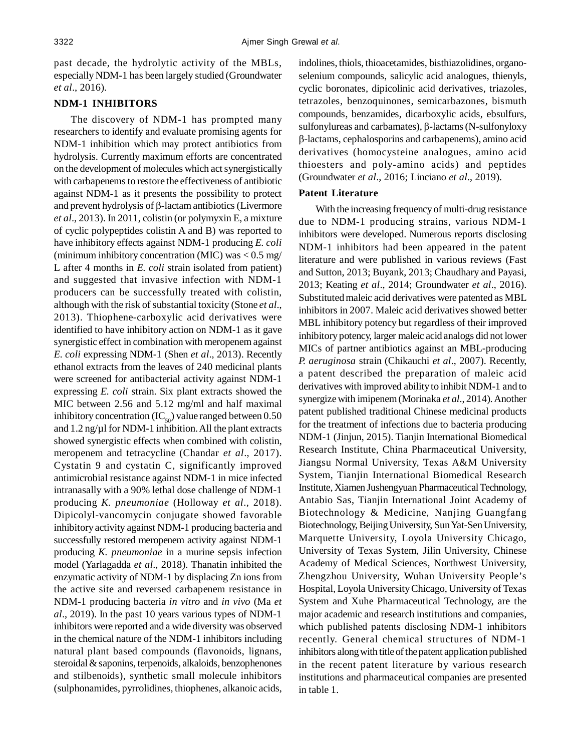past decade, the hydrolytic activity of the MBLs, especially NDM-1 has been largely studied (Groundwater *et al*., 2016).

## NDM-1 INHIBITORS

The discovery of NDM-1 has prompted many researchers to identify and evaluate promising agents for NDM-1 inhibition which may protect antibiotics from hydrolysis. Currently maximum efforts are concentrated on the development of molecules which act synergistically with carbapenems to restore the effectiveness of antibiotic against NDM-1 as it presents the possibility to protect and prevent hydrolysis of β-lactam antibiotics (Livermore *et al*., 2013). In 2011, colistin (or polymyxin E, a mixture of cyclic polypeptides colistin A and B) was reported to have inhibitory effects against NDM-1 producing *E. coli* (minimum inhibitory concentration (MIC) was < 0.5 mg/L after 4 months in *E. coli* strain isolated from patient) and suggested that invasive infection with NDM-1 producers can be successfully treated with colistin, although with the risk of substantial toxicity (Stone *et al*., 2013). Thiophene-carboxylic acid derivatives were identified to have inhibitory action on NDM-1 as it gave synergistic effect in combination with meropenem against *E. coli* expressing NDM-1 (Shen *et al*., 2013). Recently ethanol extracts from the leaves of 240 medicinal plants were screened for antibacterial activity against NDM-1 expressing *E. coli* strain. Six plant extracts showed the MIC between 2.56 and 5.12 mg/ml and half maximal inhibitory concentration ($IC_{50}$) value ranged between 0.50 and 1.2 ng/µl for NDM-1 inhibition. All the plant extracts showed synergistic effects when combined with colistin, meropenem and tetracycline (Chandar *et al*., 2017). Cystatin 9 and cystatin C, significantly improved antimicrobial resistance against NDM-1 in mice infected intranasally with a 90% lethal dose challenge of NDM-1 producing *K. pneumoniae* (Holloway *et al*., 2018). Dipicolyl-vancomycin conjugate showed favorable inhibitory activity against NDM-1 producing bacteria and successfully restored meropenem activity against NDM-1 producing *K. pneumoniae* in a murine sepsis infection model (Yarlagadda *et al*., 2018). Thanatin inhibited the enzymatic activity of NDM-1 by displacing Zn ions from the active site and reversed carbapenem resistance in NDM-1 producing bacteria *in vitro* and *in vivo* (Ma *et al*., 2019). In the past 10 years various types of NDM-1 inhibitors were reported and a wide diversity was observed in the chemical nature of the NDM-1 inhibitors including natural plant based compounds (flavonoids, lignans, steroidal & saponins, terpenoids, alkaloids, benzophenones and stilbenoids), synthetic small molecule inhibitors (sulphonamides, pyrrolidines, thiophenes, alkanoic acids, indolines, thiols, thioacetamides, bisthiazolidines, organoselenium compounds, salicylic acid analogues, thienyls, cyclic boronates, dipicolinic acid derivatives, triazoles, tetrazoles, benzoquinones, semicarbazones, bismuth compounds, benzamides, dicarboxylic acids, ebsulfurs, sulfonylureas and carbamates), β-lactams (N-sulfonyloxy β-lactams, cephalosporins and carbapenems), amino acid derivatives (homocysteine analogues, amino acid thioesters and poly-amino acids) and peptides (Groundwater *et al*., 2016; Linciano *et al*., 2019).

### Patent Literature

With the increasing frequency of multi-drug resistance due to NDM-1 producing strains, various NDM-1 inhibitors were developed. Numerous reports disclosing NDM-1 inhibitors had been appeared in the patent literature and were published in various reviews (Fast and Sutton, 2013; Buyank, 2013; Chaudhary and Payasi, 2013; Keating *et al*., 2014; Groundwater *et al*., 2016). Substituted maleic acid derivatives were patented as MBL inhibitors in 2007. Maleic acid derivatives showed better MBL inhibitory potency but regardless of their improved inhibitory potency, larger maleic acid analogs did not lower MICs of partner antibiotics against an MBL-producing *P. aeruginosa* strain (Chikauchi *et al*., 2007). Recently, a patent described the preparation of maleic acid derivatives with improved ability to inhibit NDM-1 and to synergize with imipenem (Morinaka *et al*., 2014). Another patent published traditional Chinese medicinal products for the treatment of infections due to bacteria producing NDM-1 (Jinjun, 2015). Tianjin International Biomedical Research Institute, China Pharmaceutical University, Jiangsu Normal University, Texas A&M University System, Tianjin International Biomedical Research Institute, Xiamen Jushengyuan Pharmaceutical Technology, Antabio Sas, Tianjin International Joint Academy of Biotechnology & Medicine, Nanjing Guangfang Biotechnology, Beijing University, Sun Yat-Sen University, Marquette University, Loyola University Chicago, University of Texas System, Jilin University, Chinese Academy of Medical Sciences, Northwest University, Zhengzhou University, Wuhan University People's Hospital, Loyola University Chicago, University of Texas System and Xuhe Pharmaceutical Technology, are the major academic and research institutions and companies, which published patents disclosing NDM-1 inhibitors recently. General chemical structures of NDM-1 inhibitors along with title of the patent application published in the recent patent literature by various research institutions and pharmaceutical companies are presented in table 1.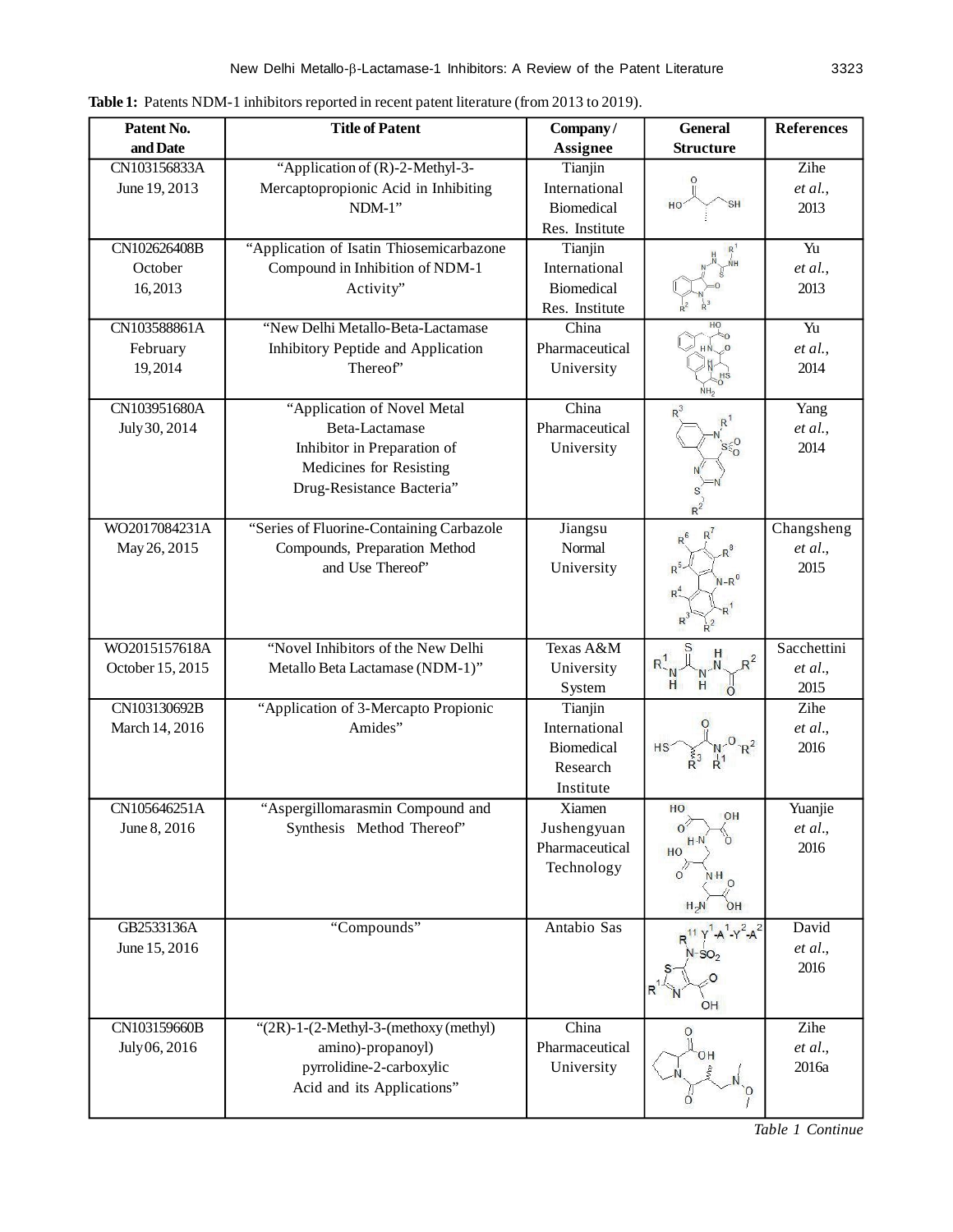**Table 1:** Patents NDM-1 inhibitors reported in recent patent literature (from 2013 to 2019).

| Patent No. and Date | Title of Patent | Company / Assignee | General Structure | References |
|---|---|---|---|---|
| CN103156833A June 19, 2013 | "Application of (R)-2-Methyl-3-Mercaptopropionic Acid in Inhibiting NDM-1" | Tianjin International Biomedical Res. Institute | | Zihe *et al.*, 2013 |
| CN102626408B October 16, 2013 | "Application of Isatin Thiosemicarbazone Compound in Inhibition of NDM-1 Activity" | Tianjin International Biomedical Res. Institute | | Yu *et al.*, 2013 |
| CN103588861A February 19, 2014 | "New Delhi Metallo-Beta-Lactamase Inhibitory Peptide and Application Thereof" | China Pharmaceutical University | | Yu *et al.*, 2014 |
| CN103951680A July 30, 2014 | "Application of Novel Metal Beta-Lactamase Inhibitor in Preparation of Medicines for Resisting Drug-Resistance Bacteria" | China Pharmaceutical University | | Yang *et al.*, 2014 |
| WO2017084231A May 26, 2015 | "Series of Fluorine-Containing Carbazole Compounds, Preparation Method and Use Thereof" | Jiangsu Normal University | | Changsheng *et al.*, 2015 |
| WO2015157618A October 15, 2015 | "Novel Inhibitors of the New Delhi Metallo Beta Lactamase (NDM-1)" | Texas A&M University System | | Sacchettini *et al.*, 2015 |
| CN103130692B March 14, 2016 | "Application of 3-Mercapto Propionic Amides" | Tianjin International Biomedical Research Institute | | Zihe *et al.*, 2016 |
| CN105646251A June 8, 2016 | "Aspergillomarasmin Compound and Synthesis Method Thereof" | Xiamen Jushengyuan Pharmaceutical Technology | | Yuanjie *et al.*, 2016 |
| GB2533136A June 15, 2016 | "Compounds" | Antabio Sas | | David *et al.*, 2016 |
| CN103159660B July 06, 2016 | "(2R)-1-(2-Methyl-3-(methoxy (methyl) amino)-propanoyl) pyrrolidine-2-carboxylic Acid and its Applications" | China Pharmaceutical University | | Zihe *et al.*, 2016a |

*Table 1 Continue*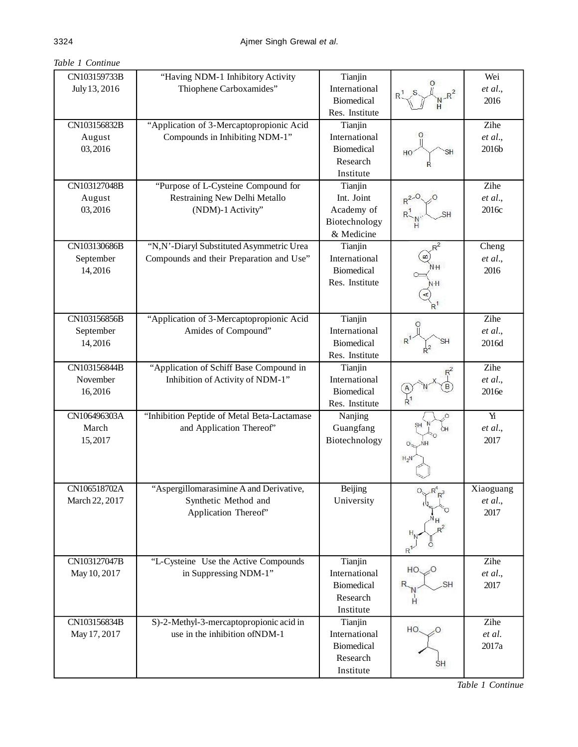*Table 1 Continue*

| | | | | |
|---|---|---|---|---|
| CN103159733B July 13, 2016 | "Having NDM-1 Inhibitory Activity Thiophene Carboxamides" | Tianjin International Biomedical Res. Institute | | Wei *et al*., 2016 |
| CN103156832B August 03, 2016 | "Application of 3-Mercaptopropionic Acid Compounds in Inhibiting NDM-1" | Tianjin International Biomedical Research Institute | | Zihe *et al*., 2016b |
| CN103127048B August 03, 2016 | "Purpose of L-Cysteine Compound for Restraining New Delhi Metallo (NDM)-1 Activity" | Tianjin Int. Joint Academy of Biotechnology & Medicine | | Zihe *et al*., 2016c |
| CN103130686B September 14, 2016 | "N,N'-Diaryl Substituted Asymmetric Urea Compounds and their Preparation and Use" | Tianjin International Biomedical Res. Institute | | Cheng *et al*., 2016 |
| CN103156856B September 14, 2016 | "Application of 3-Mercaptopropionic Acid Amides of Compound" | Tianjin International Biomedical Res. Institute | | Zihe *et al*., 2016d |
| CN103156844B November 16, 2016 | "Application of Schiff Base Compound in Inhibition of Activity of NDM-1" | Tianjin International Biomedical Res. Institute | | Zihe *et al*., 2016e |
| CN106496303A March 15, 2017 | "Inhibition Peptide of Metal Beta-Lactamase and Application Thereof" | Nanjing Guangfang Biotechnology | | Yi *et al*., 2017 |
| CN106518702A March 22, 2017 | "Aspergillomarasimine A and Derivative, Synthetic Method and Application Thereof" | Beijing University | | Xiaoguang *et al*., 2017 |
| CN103127047B May 10, 2017 | "L-Cysteine Use the Active Compounds in Suppressing NDM-1" | Tianjin International Biomedical Research Institute | | Zihe *et al*., 2017 |
| CN103156834B May 17, 2017 | S)-2-Methyl-3-mercaptopropionic acid in use in the inhibition ofNDM-1 | Tianjin International Biomedical Research Institute | | Zihe *et al.* 2017a |

*Table 1 Continue*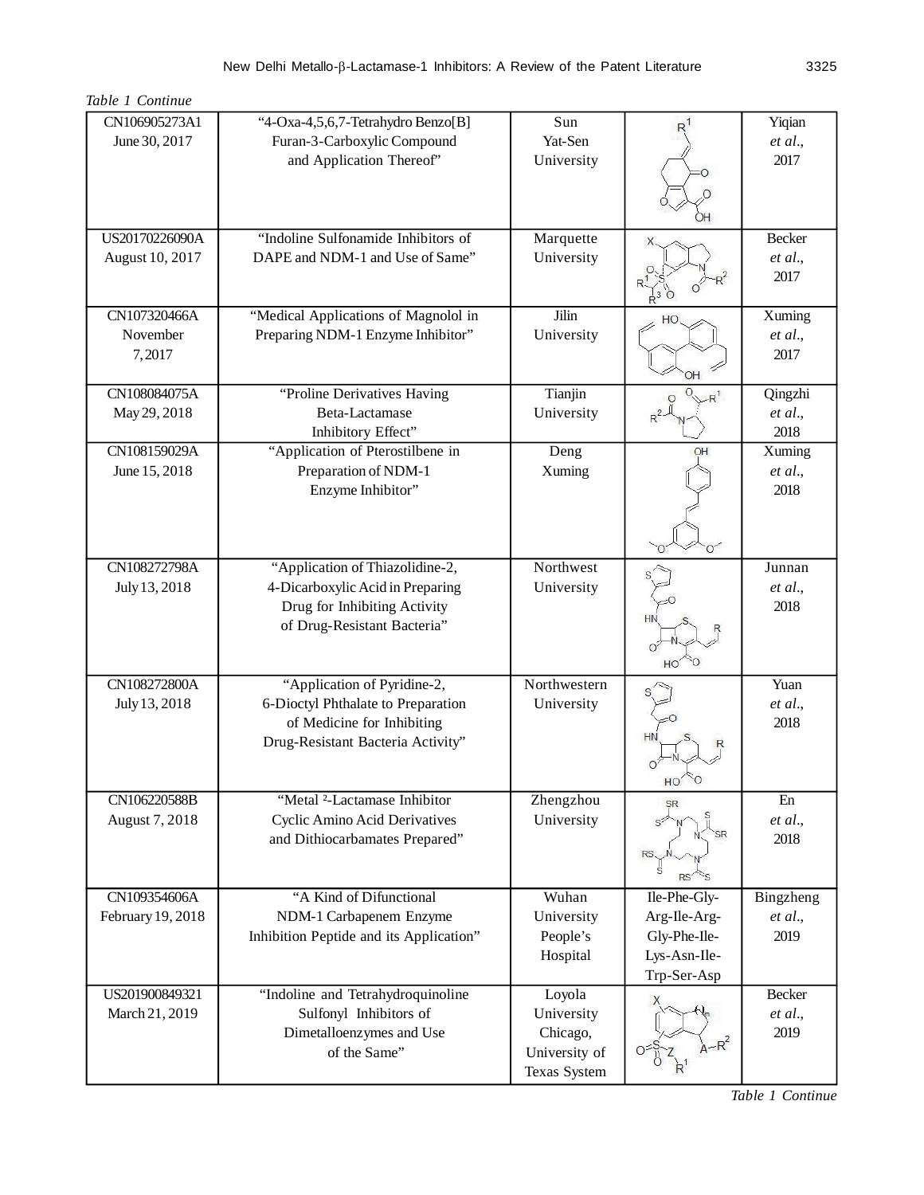*Table 1 Continue*

| | | | | |
|---|---|---|---|---|
| CN106905273A1 June 30, 2017 | "4-Oxa-4,5,6,7-Tetrahydro Benzo[B] Furan-3-Carboxylic Compound and Application Thereof" | Sun Yat-Sen University | | Yiqian *et al*., 2017 |
| US20170226090A August 10, 2017 | "Indoline Sulfonamide Inhibitors of DAPE and NDM-1 and Use of Same" | Marquette University | | Becker *et al*., 2017 |
| CN107320466A November 7, 2017 | "Medical Applications of Magnolol in Preparing NDM-1 Enzyme Inhibitor" | Jilin University | | Xuming *et al*., 2017 |
| CN108084075A May 29, 2018 | "Proline Derivatives Having Beta-Lactamase Inhibitory Effect" | Tianjin University | | Qingzhi *et al*., 2018 |
| CN108159029A June 15, 2018 | "Application of Pterostilbene in Preparation of NDM-1 Enzyme Inhibitor" | Deng Xuming | | Xuming *et al*., 2018 |
| CN108272798A July 13, 2018 | "Application of Thiazolidine-2, 4-Dicarboxylic Acid in Preparing Drug for Inhibiting Activity of Drug-Resistant Bacteria" | Northwest University | | Junnan *et al*., 2018 |
| CN108272800A July 13, 2018 | "Application of Pyridine-2, 6-Dioctyl Phthalate to Preparation of Medicine for Inhibiting Drug-Resistant Bacteria Activity" | Northwestern University | | Yuan *et al*., 2018 |
| CN106220588B August 7, 2018 | "Metal ²-Lactamase Inhibitor Cyclic Amino Acid Derivatives and Dithiocarbamates Prepared" | Zhengzhou University | | En *et al*., 2018 |
| CN109354606A February 19, 2018 | "A Kind of Difunctional NDM-1 Carbapenem Enzyme Inhibition Peptide and its Application" | Wuhan University People's Hospital | Ile-Phe-Gly-Arg-Ile-Arg-Gly-Phe-Ile-Lys-Asn-Ile-Trp-Ser-Asp | Bingzheng *et al*., 2019 |
| US201900849321 March 21, 2019 | "Indoline and Tetrahydroquinoline Sulfonyl Inhibitors of Dimetalloenzymes and Use of the Same" | Loyola University Chicago, University of Texas System | | Becker *et al*., 2019 |

*Table 1 Continue*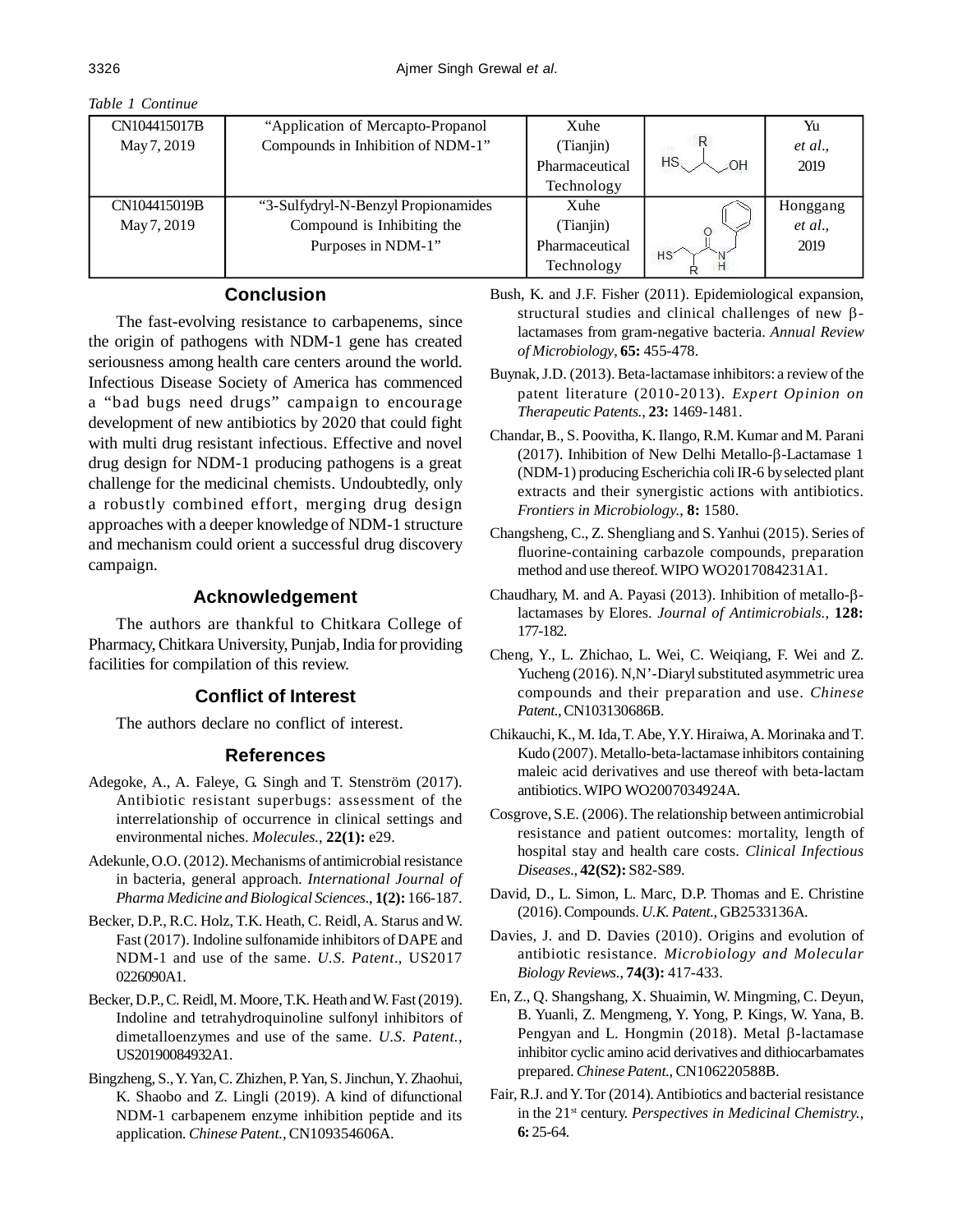*Table 1 Continue*

| | | | | |
|---|---|---|---|---|
| CN104415017B May 7, 2019 | "Application of Mercapto-Propanol Compounds in Inhibition of NDM-1" | Xuhe (Tianjin) Pharmaceutical Technology | | Yu *et al*., 2019 |
| CN104415019B May 7, 2019 | "3-Sulfydryl-N-Benzyl Propionamides Compound is Inhibiting the Purposes in NDM-1" | Xuhe (Tianjin) Pharmaceutical Technology | | Honggang *et al*., 2019 |

## Conclusion

The fast-evolving resistance to carbapenems, since the origin of pathogens with NDM-1 gene has created seriousness among health care centers around the world. Infectious Disease Society of America has commenced a "bad bugs need drugs" campaign to encourage development of new antibiotics by 2020 that could fight with multi drug resistant infectious. Effective and novel drug design for NDM-1 producing pathogens is a great challenge for the medicinal chemists. Undoubtedly, only a robustly combined effort, merging drug design approaches with a deeper knowledge of NDM-1 structure and mechanism could orient a successful drug discovery campaign.

## Acknowledgement

The authors are thankful to Chitkara College of Pharmacy, Chitkara University, Punjab, India for providing facilities for compilation of this review.

## Conflict of Interest

The authors declare no conflict of interest.

## References

Adegoke, A., A. Faleye, G. Singh and T. Stenström (2017). Antibiotic resistant superbugs: assessment of the interrelationship of occurrence in clinical settings and environmental niches. *Molecules.*, **22(1):** e29.

Adekunle, O.O. (2012). Mechanisms of antimicrobial resistance in bacteria, general approach. *International Journal of Pharma Medicine and Biological Sciences.*, **1(2):** 166-187.

Becker, D.P., R.C. Holz, T.K. Heath, C. Reidl, A. Starus and W. Fast (2017). Indoline sulfonamide inhibitors of DAPE and NDM-1 and use of the same. *U.S. Patent.*, US2017 0226090A1.

Becker, D.P., C. Reidl, M. Moore, T.K. Heath and W. Fast (2019). Indoline and tetrahydroquinoline sulfonyl inhibitors of dimetalloenzymes and use of the same. *U.S. Patent.*, US20190084932A1.

Bingzheng, S., Y. Yan, C. Zhizhen, P. Yan, S. Jinchun, Y. Zhaohui, K. Shaobo and Z. Lingli (2019). A kind of difunctional NDM-1 carbapenem enzyme inhibition peptide and its application. *Chinese Patent.*, CN109354606A.

Bush, K. and J.F. Fisher (2011). Epidemiological expansion, structural studies and clinical challenges of new β-lactamases from gram-negative bacteria. *Annual Review of Microbiology*, **65:** 455-478.

Buynak, J.D. (2013). Beta-lactamase inhibitors: a review of the patent literature (2010-2013). *Expert Opinion on Therapeutic Patents.*, **23:** 1469-1481.

Chandar, B., S. Poovitha, K. Ilango, R.M. Kumar and M. Parani (2017). Inhibition of New Delhi Metallo-β-Lactamase 1 (NDM-1) producing Escherichia coli IR-6 by selected plant extracts and their synergistic actions with antibiotics. *Frontiers in Microbiology.*, **8:** 1580.

Changsheng, C., Z. Shengliang and S. Yanhui (2015). Series of fluorine-containing carbazole compounds, preparation method and use thereof. WIPO WO2017084231A1.

Chaudhary, M. and A. Payasi (2013). Inhibition of metallo-β-lactamases by Elores. *Journal of Antimicrobials.*, **128:** 177-182.

Cheng, Y., L. Zhichao, L. Wei, C. Weiqiang, F. Wei and Z. Yucheng (2016). N,N'-Diaryl substituted asymmetric urea compounds and their preparation and use. *Chinese Patent.*, CN103130686B.

Chikauchi, K., M. Ida, T. Abe, Y.Y. Hiraiwa, A. Morinaka and T. Kudo (2007). Metallo-beta-lactamase inhibitors containing maleic acid derivatives and use thereof with beta-lactam antibiotics. WIPO WO2007034924A.

Cosgrove, S.E. (2006). The relationship between antimicrobial resistance and patient outcomes: mortality, length of hospital stay and health care costs. *Clinical Infectious Diseases.*, **42(S2):** S82-S89.

David, D., L. Simon, L. Marc, D.P. Thomas and E. Christine (2016). Compounds. *U.K. Patent.*, GB2533136A.

Davies, J. and D. Davies (2010). Origins and evolution of antibiotic resistance. *Microbiology and Molecular Biology Reviews.*, **74(3):** 417-433.

En, Z., Q. Shangshang, X. Shuaimin, W. Mingming, C. Deyun, B. Yuanli, Z. Mengmeng, Y. Yong, P. Kings, W. Yana, B. Pengyan and L. Hongmin (2018). Metal β-lactamase inhibitor cyclic amino acid derivatives and dithiocarbamates prepared. *Chinese Patent.*, CN106220588B.

Fair, R.J. and Y. Tor (2014). Antibiotics and bacterial resistance in the 21st century. *Perspectives in Medicinal Chemistry.*, **6:** 25-64.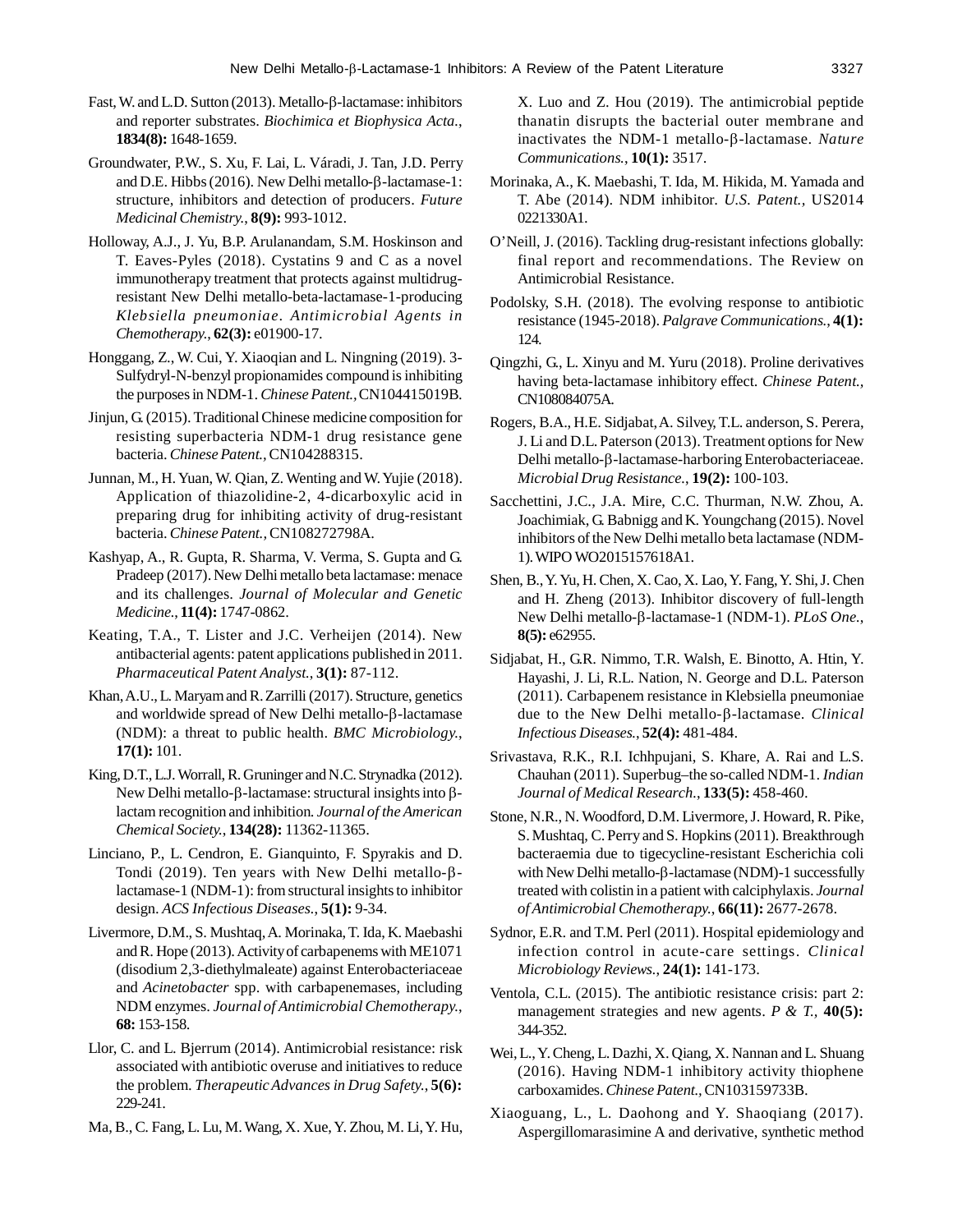Fast, W. and L.D. Sutton (2013). Metallo-β-lactamase: inhibitors and reporter substrates. *Biochimica et Biophysica Acta.*, **1834(8):** 1648-1659.

Groundwater, P.W., S. Xu, F. Lai, L. Váradi, J. Tan, J.D. Perry and D.E. Hibbs (2016). New Delhi metallo-β-lactamase-1: structure, inhibitors and detection of producers. *Future Medicinal Chemistry.*, **8(9):** 993-1012.

Holloway, A.J., J. Yu, B.P. Arulanandam, S.M. Hoskinson and T. Eaves-Pyles (2018). Cystatins 9 and C as a novel immunotherapy treatment that protects against multidrug-resistant New Delhi metallo-beta-lactamase-1-producing *Klebsiella pneumoniae*. *Antimicrobial Agents in Chemotherapy.*, **62(3):** e01900-17.

Honggang, Z., W. Cui, Y. Xiaoqian and L. Ningning (2019). 3-Sulfydryl-N-benzyl propionamides compound is inhibiting the purposes in NDM-1. *Chinese Patent.*, CN104415019B.

Jinjun, G. (2015). Traditional Chinese medicine composition for resisting superbacteria NDM-1 drug resistance gene bacteria. *Chinese Patent.*, CN104288315.

Junnan, M., H. Yuan, W. Qian, Z. Wenting and W. Yujie (2018). Application of thiazolidine-2, 4-dicarboxylic acid in preparing drug for inhibiting activity of drug-resistant bacteria. *Chinese Patent.*, CN108272798A.

Kashyap, A., R. Gupta, R. Sharma, V. Verma, S. Gupta and G. Pradeep (2017). New Delhi metallo beta lactamase: menace and its challenges. *Journal of Molecular and Genetic Medicine.*, **11(4):** 1747-0862.

Keating, T.A., T. Lister and J.C. Verheijen (2014). New antibacterial agents: patent applications published in 2011. *Pharmaceutical Patent Analyst.*, **3(1):** 87-112.

Khan, A.U., L. Maryam and R. Zarrilli (2017). Structure, genetics and worldwide spread of New Delhi metallo-β-lactamase (NDM): a threat to public health. *BMC Microbiology.*, **17(1):** 101.

King, D.T., L.J. Worrall, R. Gruninger and N.C. Strynadka (2012). New Delhi metallo-β-lactamase: structural insights into β-lactam recognition and inhibition. *Journal of the American Chemical Society.*, **134(28):** 11362-11365.

Linciano, P., L. Cendron, E. Gianquinto, F. Spyrakis and D. Tondi (2019). Ten years with New Delhi metallo-β-lactamase-1 (NDM-1): from structural insights to inhibitor design. *ACS Infectious Diseases.*, **5(1):** 9-34.

Livermore, D.M., S. Mushtaq, A. Morinaka, T. Ida, K. Maebashi and R. Hope (2013). Activity of carbapenems with ME1071 (disodium 2,3-diethylmaleate) against Enterobacteriaceae and *Acinetobacter* spp. with carbapenemases, including NDM enzymes. *Journal of Antimicrobial Chemotherapy.*, **68:** 153-158.

Llor, C. and L. Bjerrum (2014). Antimicrobial resistance: risk associated with antibiotic overuse and initiatives to reduce the problem. *Therapeutic Advances in Drug Safety.*, **5(6):** 229-241.

Ma, B., C. Fang, L. Lu, M. Wang, X. Xue, Y. Zhou, M. Li, Y. Hu, X. Luo and Z. Hou (2019). The antimicrobial peptide thanatin disrupts the bacterial outer membrane and inactivates the NDM-1 metallo-β-lactamase. *Nature Communications.*, **10(1):** 3517.

Morinaka, A., K. Maebashi, T. Ida, M. Hikida, M. Yamada and T. Abe (2014). NDM inhibitor. *U.S. Patent.*, US2014 0221330A1.

O'Neill, J. (2016). Tackling drug-resistant infections globally: final report and recommendations. The Review on Antimicrobial Resistance.

Podolsky, S.H. (2018). The evolving response to antibiotic resistance (1945-2018). *Palgrave Communications.*, **4(1):** 124.

Qingzhi, G., L. Xinyu and M. Yuru (2018). Proline derivatives having beta-lactamase inhibitory effect. *Chinese Patent.*, CN108084075A.

Rogers, B.A., H.E. Sidjabat, A. Silvey, T.L. anderson, S. Perera, J. Li and D.L. Paterson (2013). Treatment options for New Delhi metallo-β-lactamase-harboring Enterobacteriaceae. *Microbial Drug Resistance.*, **19(2):** 100-103.

Sacchettini, J.C., J.A. Mire, C.C. Thurman, N.W. Zhou, A. Joachimiak, G. Babnigg and K. Youngchang (2015). Novel inhibitors of the New Delhi metallo beta lactamase (NDM-1). WIPO WO2015157618A1.

Shen, B., Y. Yu, H. Chen, X. Cao, X. Lao, Y. Fang, Y. Shi, J. Chen and H. Zheng (2013). Inhibitor discovery of full-length New Delhi metallo-β-lactamase-1 (NDM-1). *PLoS One.*, **8(5):** e62955.

Sidjabat, H., G.R. Nimmo, T.R. Walsh, E. Binotto, A. Htin, Y. Hayashi, J. Li, R.L. Nation, N. George and D.L. Paterson (2011). Carbapenem resistance in Klebsiella pneumoniae due to the New Delhi metallo-β-lactamase. *Clinical Infectious Diseases.*, **52(4):** 481-484.

Srivastava, R.K., R.I. Ichhpujani, S. Khare, A. Rai and L.S. Chauhan (2011). Superbug–the so-called NDM-1. *Indian Journal of Medical Research.*, **133(5):** 458-460.

Stone, N.R., N. Woodford, D.M. Livermore, J. Howard, R. Pike, S. Mushtaq, C. Perry and S. Hopkins (2011). Breakthrough bacteraemia due to tigecycline-resistant Escherichia coli with New Delhi metallo-β-lactamase (NDM)-1 successfully treated with colistin in a patient with calciphylaxis. *Journal of Antimicrobial Chemotherapy.*, **66(11):** 2677-2678.

Sydnor, E.R. and T.M. Perl (2011). Hospital epidemiology and infection control in acute-care settings. *Clinical Microbiology Reviews.*, **24(1):** 141-173.

Ventola, C.L. (2015). The antibiotic resistance crisis: part 2: management strategies and new agents. *P & T.*, **40(5):** 344-352.

Wei, L., Y. Cheng, L. Dazhi, X. Qiang, X. Nannan and L. Shuang (2016). Having NDM-1 inhibitory activity thiophene carboxamides. *Chinese Patent.*, CN103159733B.

Xiaoguang, L., L. Daohong and Y. Shaoqiang (2017). Aspergillomarasimine A and derivative, synthetic method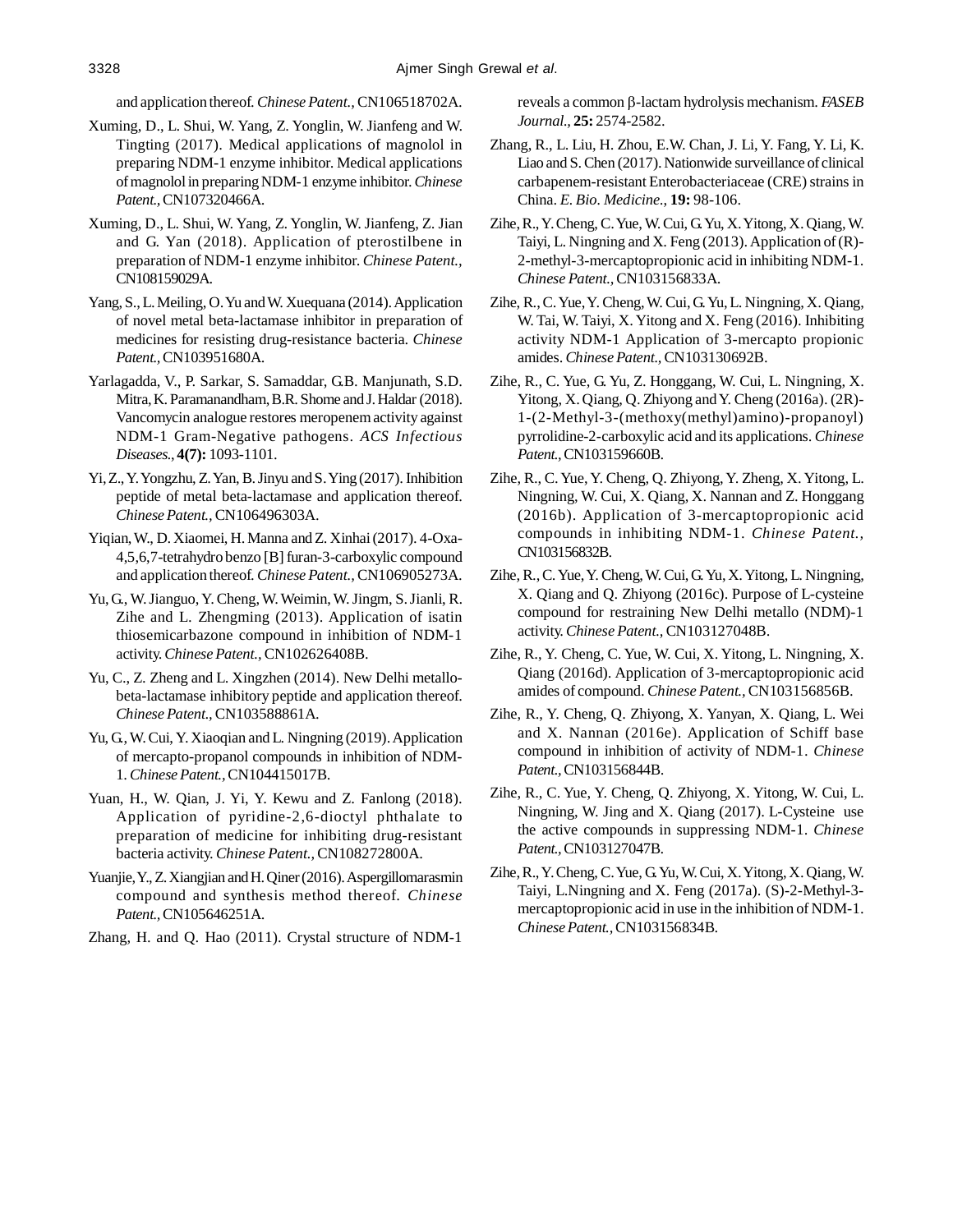and application thereof. *Chinese Patent.,* CN106518702A.

Xuming, D., L. Shui, W. Yang, Z. Yonglin, W. Jianfeng and W. Tingting (2017). Medical applications of magnolol in preparing NDM-1 enzyme inhibitor. Medical applications of magnolol in preparing NDM-1 enzyme inhibitor. *Chinese Patent.,* CN107320466A.

Xuming, D., L. Shui, W. Yang, Z. Yonglin, W. Jianfeng, Z. Jian and G. Yan (2018). Application of pterostilbene in preparation of NDM-1 enzyme inhibitor. *Chinese Patent.,* CN108159029A.

Yang, S., L. Meiling, O. Yu and W. Xuequana (2014). Application of novel metal beta-lactamase inhibitor in preparation of medicines for resisting drug-resistance bacteria. *Chinese Patent.,* CN103951680A.

Yarlagadda, V., P. Sarkar, S. Samaddar, G.B. Manjunath, S.D. Mitra, K. Paramanandham, B.R. Shome and J. Haldar (2018). Vancomycin analogue restores meropenem activity against NDM-1 Gram-Negative pathogens. *ACS Infectious Diseases.,* **4(7):** 1093-1101.

Yi, Z., Y. Yongzhu, Z. Yan, B. Jinyu and S. Ying (2017). Inhibition peptide of metal beta-lactamase and application thereof. *Chinese Patent.,* CN106496303A.

Yiqian, W., D. Xiaomei, H. Manna and Z. Xinhai (2017). 4-Oxa-4,5,6,7-tetrahydro benzo [B] furan-3-carboxylic compound and application thereof. *Chinese Patent.,* CN106905273A.

Yu, G., W. Jianguo, Y. Cheng, W. Weimin, W. Jingm, S. Jianli, R. Zihe and L. Zhengming (2013). Application of isatin thiosemicarbazone compound in inhibition of NDM-1 activity. *Chinese Patent.,* CN102626408B.

Yu, C., Z. Zheng and L. Xingzhen (2014). New Delhi metallo-beta-lactamase inhibitory peptide and application thereof. *Chinese Patent.,* CN103588861A.

Yu, G., W. Cui, Y. Xiaoqian and L. Ningning (2019). Application of mercapto-propanol compounds in inhibition of NDM-1. *Chinese Patent.,* CN104415017B.

Yuan, H., W. Qian, J. Yi, Y. Kewu and Z. Fanlong (2018). Application of pyridine-2,6-dioctyl phthalate to preparation of medicine for inhibiting drug-resistant bacteria activity. *Chinese Patent.,* CN108272800A.

Yuanjie, Y., Z. Xiangjian and H. Qiner (2016). Aspergillomarasmin compound and synthesis method thereof. *Chinese Patent.,* CN105646251A.

Zhang, H. and Q. Hao (2011). Crystal structure of NDM-1 reveals a common β-lactam hydrolysis mechanism. *FASEB Journal.,* **25:** 2574-2582.

Zhang, R., L. Liu, H. Zhou, E.W. Chan, J. Li, Y. Fang, Y. Li, K. Liao and S. Chen (2017). Nationwide surveillance of clinical carbapenem-resistant Enterobacteriaceae (CRE) strains in China. *E. Bio. Medicine.,* **19:** 98-106.

Zihe, R., Y. Cheng, C. Yue, W. Cui, G. Yu, X. Yitong, X. Qiang, W. Taiyi, L. Ningning and X. Feng (2013). Application of (R)-2-methyl-3-mercaptopropionic acid in inhibiting NDM-1. *Chinese Patent.,* CN103156833A.

Zihe, R., C. Yue, Y. Cheng, W. Cui, G. Yu, L. Ningning, X. Qiang, W. Tai, W. Taiyi, X. Yitong and X. Feng (2016). Inhibiting activity NDM-1 Application of 3-mercapto propionic amides. *Chinese Patent.,* CN103130692B.

Zihe, R., C. Yue, G. Yu, Z. Honggang, W. Cui, L. Ningning, X. Yitong, X. Qiang, Q. Zhiyong and Y. Cheng (2016a). (2R)-1-(2-Methyl-3-(methoxy(methyl)amino)-propanoyl) pyrrolidine-2-carboxylic acid and its applications. *Chinese Patent.,* CN103159660B.

Zihe, R., C. Yue, Y. Cheng, Q. Zhiyong, Y. Zheng, X. Yitong, L. Ningning, W. Cui, X. Qiang, X. Nannan and Z. Honggang (2016b). Application of 3-mercaptopropionic acid compounds in inhibiting NDM-1. *Chinese Patent.,* CN103156832B.

Zihe, R., C. Yue, Y. Cheng, W. Cui, G. Yu, X. Yitong, L. Ningning, X. Qiang and Q. Zhiyong (2016c). Purpose of L-cysteine compound for restraining New Delhi metallo (NDM)-1 activity. *Chinese Patent.,* CN103127048B.

Zihe, R., Y. Cheng, C. Yue, W. Cui, X. Yitong, L. Ningning, X. Qiang (2016d). Application of 3-mercaptopropionic acid amides of compound. *Chinese Patent.,* CN103156856B.

Zihe, R., Y. Cheng, Q. Zhiyong, X. Yanyan, X. Qiang, L. Wei and X. Nannan (2016e). Application of Schiff base compound in inhibition of activity of NDM-1. *Chinese Patent.,* CN103156844B.

Zihe, R., C. Yue, Y. Cheng, Q. Zhiyong, X. Yitong, W. Cui, L. Ningning, W. Jing and X. Qiang (2017). L-Cysteine use the active compounds in suppressing NDM-1. *Chinese Patent.,* CN103127047B.

Zihe, R., Y. Cheng, C. Yue, G. Yu, W. Cui, X. Yitong, X. Qiang, W. Taiyi, L.Ningning and X. Feng (2017a). (S)-2-Methyl-3-mercaptopropionic acid in use in the inhibition of NDM-1. *Chinese Patent.,* CN103156834B.